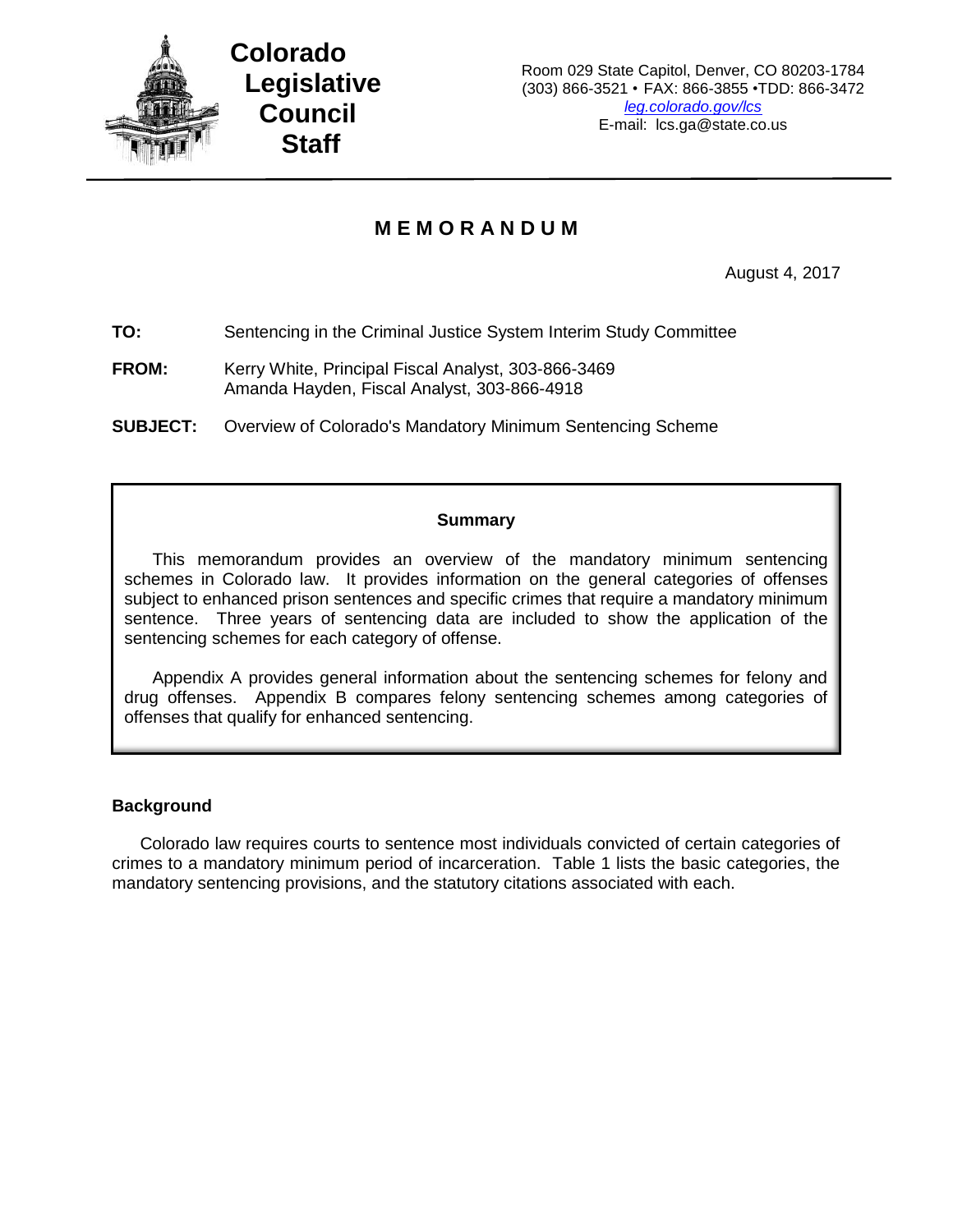**Colorado Legislative Council Staff**

Room 029 State Capitol, Denver, CO 80203-1784
(303) 866-3521 • FAX: 866-3855 •TDD: 866-3472
*leg.colorado.gov/lcs*
E-mail: lcs.ga@state.co.us

# MEMORANDUM

August 4, 2017

**TO:** Sentencing in the Criminal Justice System Interim Study Committee

**FROM:** Kerry White, Principal Fiscal Analyst, 303-866-3469
Amanda Hayden, Fiscal Analyst, 303-866-4918

**SUBJECT:** Overview of Colorado's Mandatory Minimum Sentencing Scheme

## Summary

This memorandum provides an overview of the mandatory minimum sentencing schemes in Colorado law. It provides information on the general categories of offenses subject to enhanced prison sentences and specific crimes that require a mandatory minimum sentence. Three years of sentencing data are included to show the application of the sentencing schemes for each category of offense.

Appendix A provides general information about the sentencing schemes for felony and drug offenses. Appendix B compares felony sentencing schemes among categories of offenses that qualify for enhanced sentencing.

## Background

Colorado law requires courts to sentence most individuals convicted of certain categories of crimes to a mandatory minimum period of incarceration. Table 1 lists the basic categories, the mandatory sentencing provisions, and the statutory citations associated with each.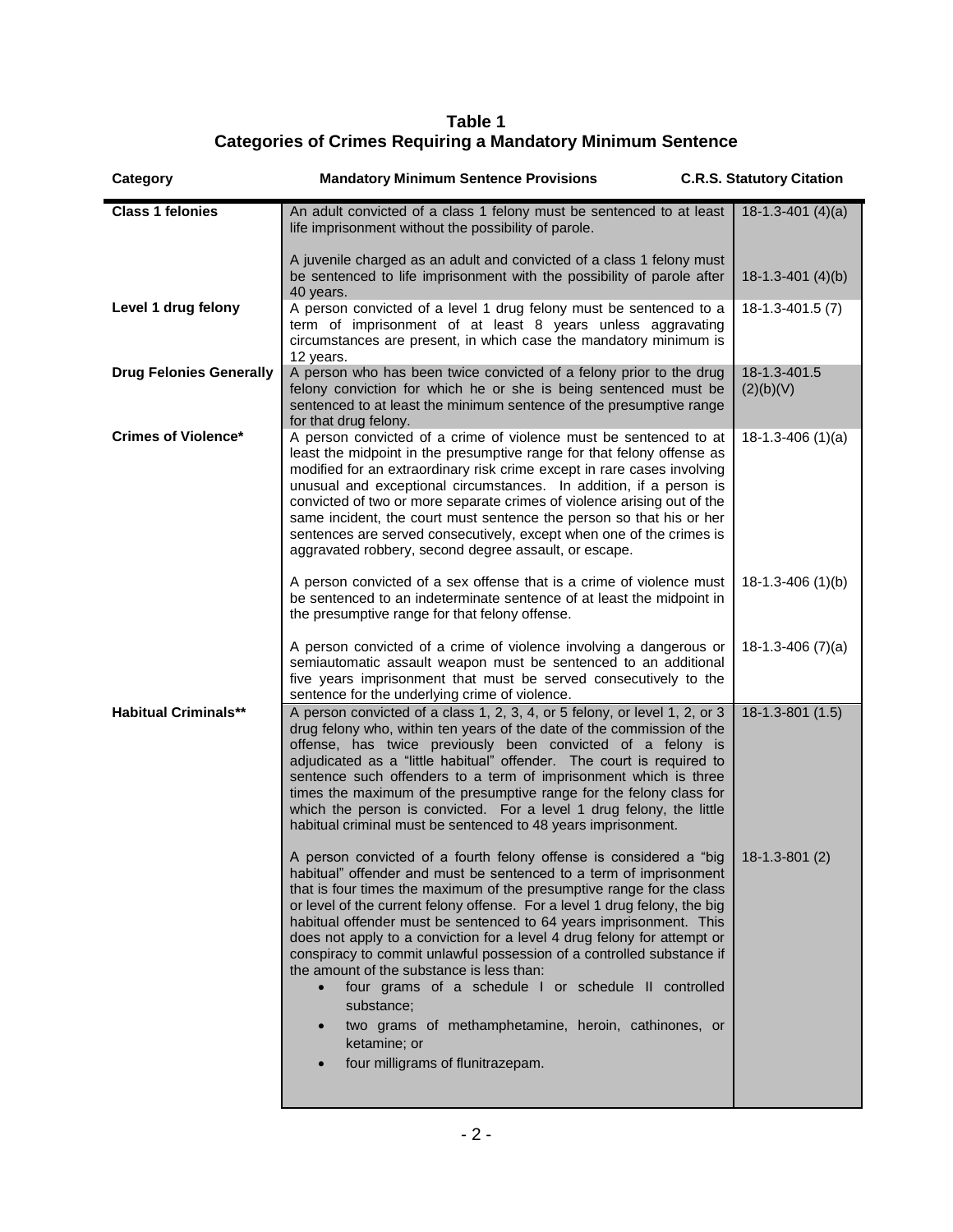**Table 1**
**Categories of Crimes Requiring a Mandatory Minimum Sentence**

| Category | Mandatory Minimum Sentence Provisions | C.R.S. Statutory Citation |
|---|---|---|
| **Class 1 felonies** | An adult convicted of a class 1 felony must be sentenced to at least life imprisonment without the possibility of parole. | 18-1.3-401 (4)(a) |
| | A juvenile charged as an adult and convicted of a class 1 felony must be sentenced to life imprisonment with the possibility of parole after 40 years. | 18-1.3-401 (4)(b) |
| **Level 1 drug felony** | A person convicted of a level 1 drug felony must be sentenced to a term of imprisonment of at least 8 years unless aggravating circumstances are present, in which case the mandatory minimum is 12 years. | 18-1.3-401.5 (7) |
| **Drug Felonies Generally** | A person who has been twice convicted of a felony prior to the drug felony conviction for which he or she is being sentenced must be sentenced to at least the minimum sentence of the presumptive range for that drug felony. | 18-1.3-401.5 (2)(b)(V) |
| **Crimes of Violence*** | A person convicted of a crime of violence must be sentenced to at least the midpoint in the presumptive range for that felony offense as modified for an extraordinary risk crime except in rare cases involving unusual and exceptional circumstances. In addition, if a person is convicted of two or more separate crimes of violence arising out of the same incident, the court must sentence the person so that his or her sentences are served consecutively, except when one of the crimes is aggravated robbery, second degree assault, or escape. | 18-1.3-406 (1)(a) |
| | A person convicted of a sex offense that is a crime of violence must be sentenced to an indeterminate sentence of at least the midpoint in the presumptive range for that felony offense. | 18-1.3-406 (1)(b) |
| | A person convicted of a crime of violence involving a dangerous or semiautomatic assault weapon must be sentenced to an additional five years imprisonment that must be served consecutively to the sentence for the underlying crime of violence. | 18-1.3-406 (7)(a) |
| **Habitual Criminals**** | A person convicted of a class 1, 2, 3, 4, or 5 felony, or level 1, 2, or 3 drug felony who, within ten years of the date of the commission of the offense, has twice previously been convicted of a felony is adjudicated as a "little habitual" offender. The court is required to sentence such offenders to a term of imprisonment which is three times the maximum of the presumptive range for the felony class for which the person is convicted. For a level 1 drug felony, the little habitual criminal must be sentenced to 48 years imprisonment. | 18-1.3-801 (1.5) |
| | A person convicted of a fourth felony offense is considered a "big habitual" offender and must be sentenced to a term of imprisonment that is four times the maximum of the presumptive range for the class or level of the current felony offense. For a level 1 drug felony, the big habitual offender must be sentenced to 64 years imprisonment. This does not apply to a conviction for a level 4 drug felony for attempt or conspiracy to commit unlawful possession of a controlled substance if the amount of the substance is less than: <br>• four grams of a schedule I or schedule II controlled substance; <br>• two grams of methamphetamine, heroin, cathinones, or ketamine; or <br>• four milligrams of flunitrazepam. | 18-1.3-801 (2) |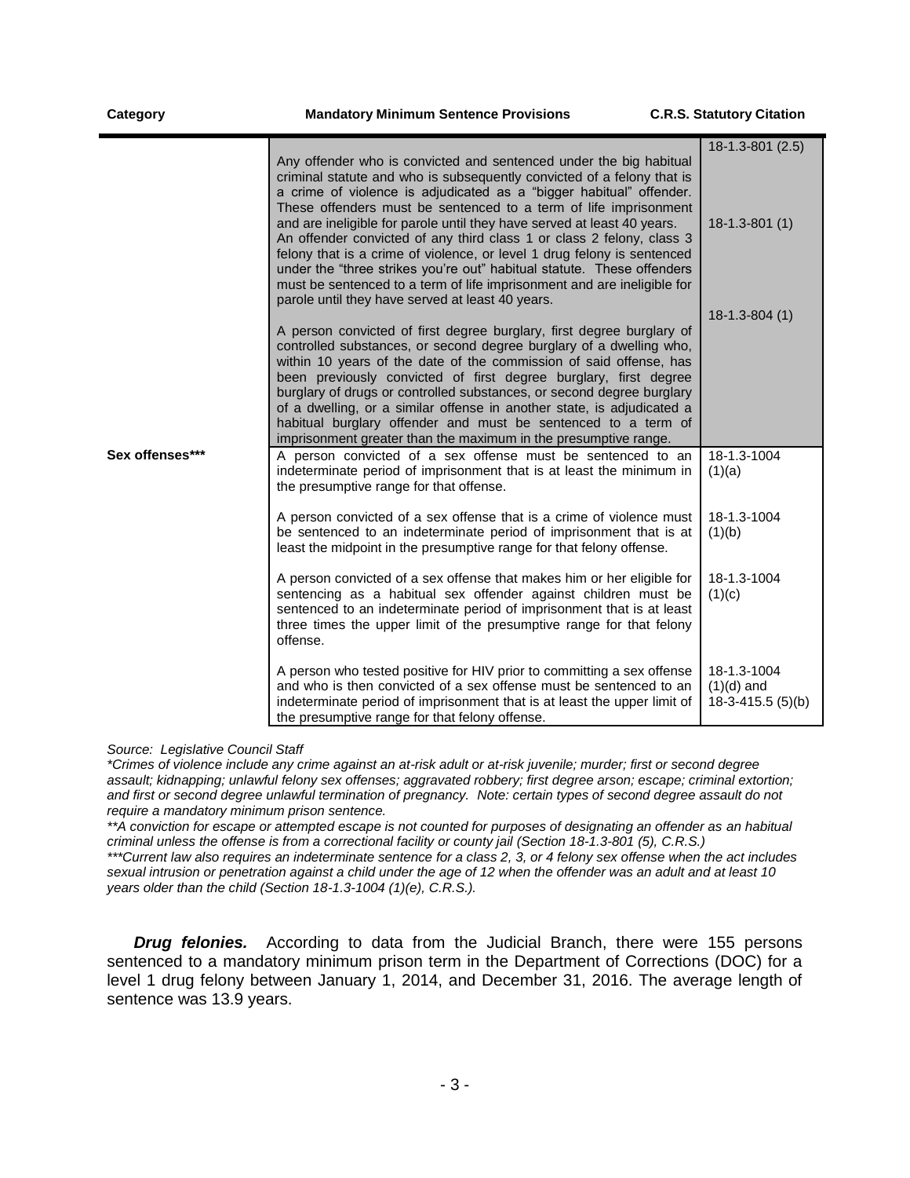| Category | Mandatory Minimum Sentence Provisions | C.R.S. Statutory Citation |
|---|---|---|
| | Any offender who is convicted and sentenced under the big habitual criminal statute and who is subsequently convicted of a felony that is a crime of violence is adjudicated as a "bigger habitual" offender. These offenders must be sentenced to a term of life imprisonment and are ineligible for parole until they have served at least 40 years. | 18-1.3-801 (2.5) |
| | An offender convicted of any third class 1 or class 2 felony, class 3 felony that is a crime of violence, or level 1 drug felony is sentenced under the "three strikes you're out" habitual statute. These offenders must be sentenced to a term of life imprisonment and are ineligible for parole until they have served at least 40 years. | 18-1.3-801 (1) |
| | A person convicted of first degree burglary, first degree burglary of controlled substances, or second degree burglary of a dwelling who, within 10 years of the date of the commission of said offense, has been previously convicted of first degree burglary, first degree burglary of drugs or controlled substances, or second degree burglary of a dwelling, or a similar offense in another state, is adjudicated a habitual burglary offender and must be sentenced to a term of imprisonment greater than the maximum in the presumptive range. | 18-1.3-804 (1) |
| Sex offenses*** | A person convicted of a sex offense must be sentenced to an indeterminate period of imprisonment that is at least the minimum in the presumptive range for that offense. | 18-1.3-1004 (1)(a) |
| | A person convicted of a sex offense that is a crime of violence must be sentenced to an indeterminate period of imprisonment that is at least the midpoint in the presumptive range for that felony offense. | 18-1.3-1004 (1)(b) |
| | A person convicted of a sex offense that makes him or her eligible for sentencing as a habitual sex offender against children must be sentenced to an indeterminate period of imprisonment that is at least three times the upper limit of the presumptive range for that felony offense. | 18-1.3-1004 (1)(c) |
| | A person who tested positive for HIV prior to committing a sex offense and who is then convicted of a sex offense must be sentenced to an indeterminate period of imprisonment that is at least the upper limit of the presumptive range for that felony offense. | 18-1.3-1004 (1)(d) and 18-3-415.5 (5)(b) |

*Source: Legislative Council Staff*

*\*Crimes of violence include any crime against an at-risk adult or at-risk juvenile; murder; first or second degree assault; kidnapping; unlawful felony sex offenses; aggravated robbery; first degree arson; escape; criminal extortion; and first or second degree unlawful termination of pregnancy. Note: certain types of second degree assault do not require a mandatory minimum prison sentence.*

*\*\*A conviction for escape or attempted escape is not counted for purposes of designating an offender as an habitual criminal unless the offense is from a correctional facility or county jail (Section 18-1.3-801 (5), C.R.S.)*

*\*\*\*Current law also requires an indeterminate sentence for a class 2, 3, or 4 felony sex offense when the act includes sexual intrusion or penetration against a child under the age of 12 when the offender was an adult and at least 10 years older than the child (Section 18-1.3-1004 (1)(e), C.R.S.).*

***Drug felonies.*** According to data from the Judicial Branch, there were 155 persons sentenced to a mandatory minimum prison term in the Department of Corrections (DOC) for a level 1 drug felony between January 1, 2014, and December 31, 2016. The average length of sentence was 13.9 years.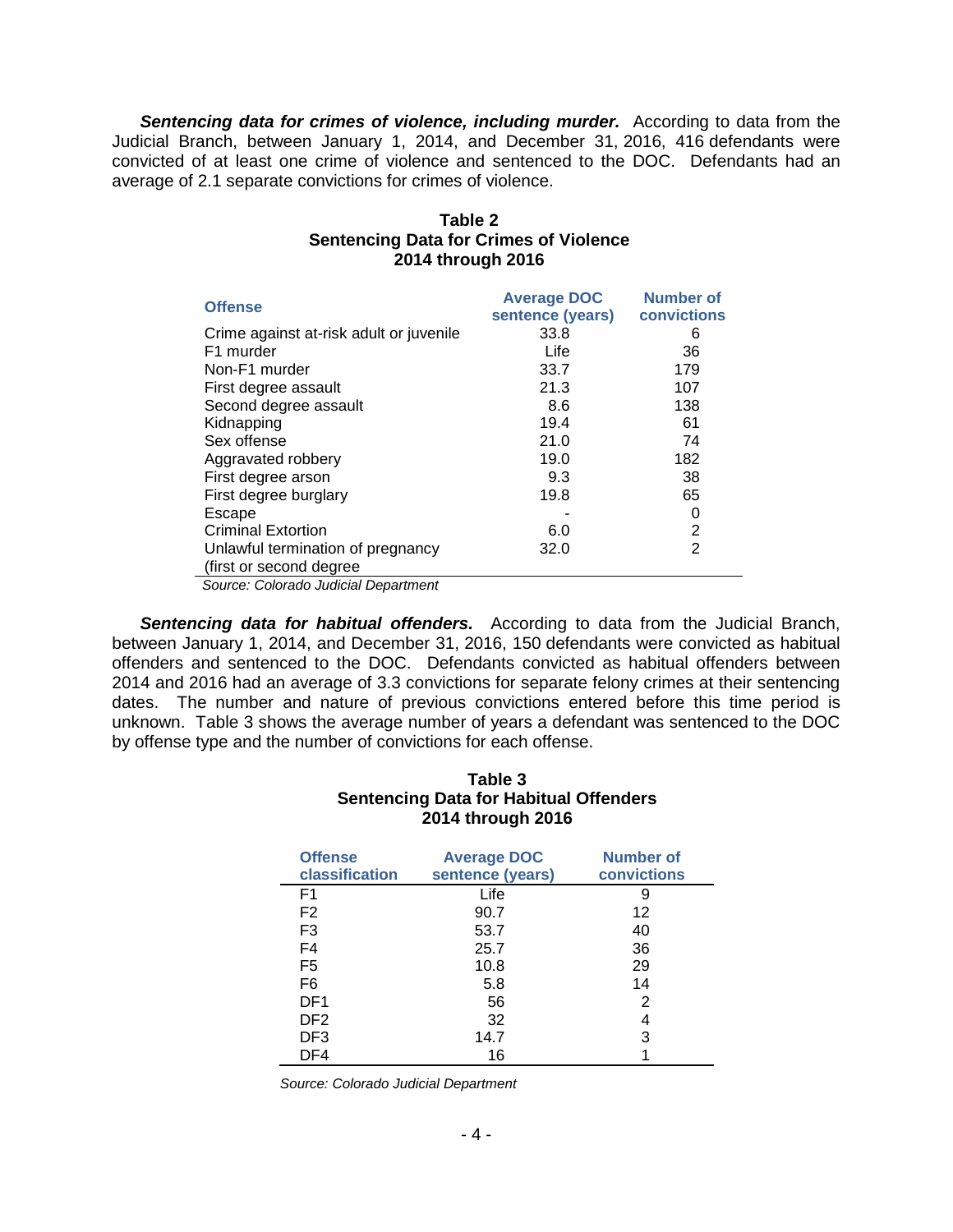***Sentencing data for crimes of violence, including murder.*** According to data from the Judicial Branch, between January 1, 2014, and December 31, 2016, 416 defendants were convicted of at least one crime of violence and sentenced to the DOC. Defendants had an average of 2.1 separate convictions for crimes of violence.

**Table 2**
**Sentencing Data for Crimes of Violence**
**2014 through 2016**

| Offense | Average DOC sentence (years) | Number of convictions |
|---|---|---|
| Crime against at-risk adult or juvenile | 33.8 | 6 |
| F1 murder | Life | 36 |
| Non-F1 murder | 33.7 | 179 |
| First degree assault | 21.3 | 107 |
| Second degree assault | 8.6 | 138 |
| Kidnapping | 19.4 | 61 |
| Sex offense | 21.0 | 74 |
| Aggravated robbery | 19.0 | 182 |
| First degree arson | 9.3 | 38 |
| First degree burglary | 19.8 | 65 |
| Escape | - | 0 |
| Criminal Extortion | 6.0 | 2 |
| Unlawful termination of pregnancy (first or second degree | 32.0 | 2 |

*Source: Colorado Judicial Department*

***Sentencing data for habitual offenders.*** According to data from the Judicial Branch, between January 1, 2014, and December 31, 2016, 150 defendants were convicted as habitual offenders and sentenced to the DOC. Defendants convicted as habitual offenders between 2014 and 2016 had an average of 3.3 convictions for separate felony crimes at their sentencing dates. The number and nature of previous convictions entered before this time period is unknown. Table 3 shows the average number of years a defendant was sentenced to the DOC by offense type and the number of convictions for each offense.

**Table 3**
**Sentencing Data for Habitual Offenders**
**2014 through 2016**

| Offense classification | Average DOC sentence (years) | Number of convictions |
|---|---|---|
| F1 | Life | 9 |
| F2 | 90.7 | 12 |
| F3 | 53.7 | 40 |
| F4 | 25.7 | 36 |
| F5 | 10.8 | 29 |
| F6 | 5.8 | 14 |
| DF1 | 56 | 2 |
| DF2 | 32 | 4 |
| DF3 | 14.7 | 3 |
| DF4 | 16 | 1 |

*Source: Colorado Judicial Department*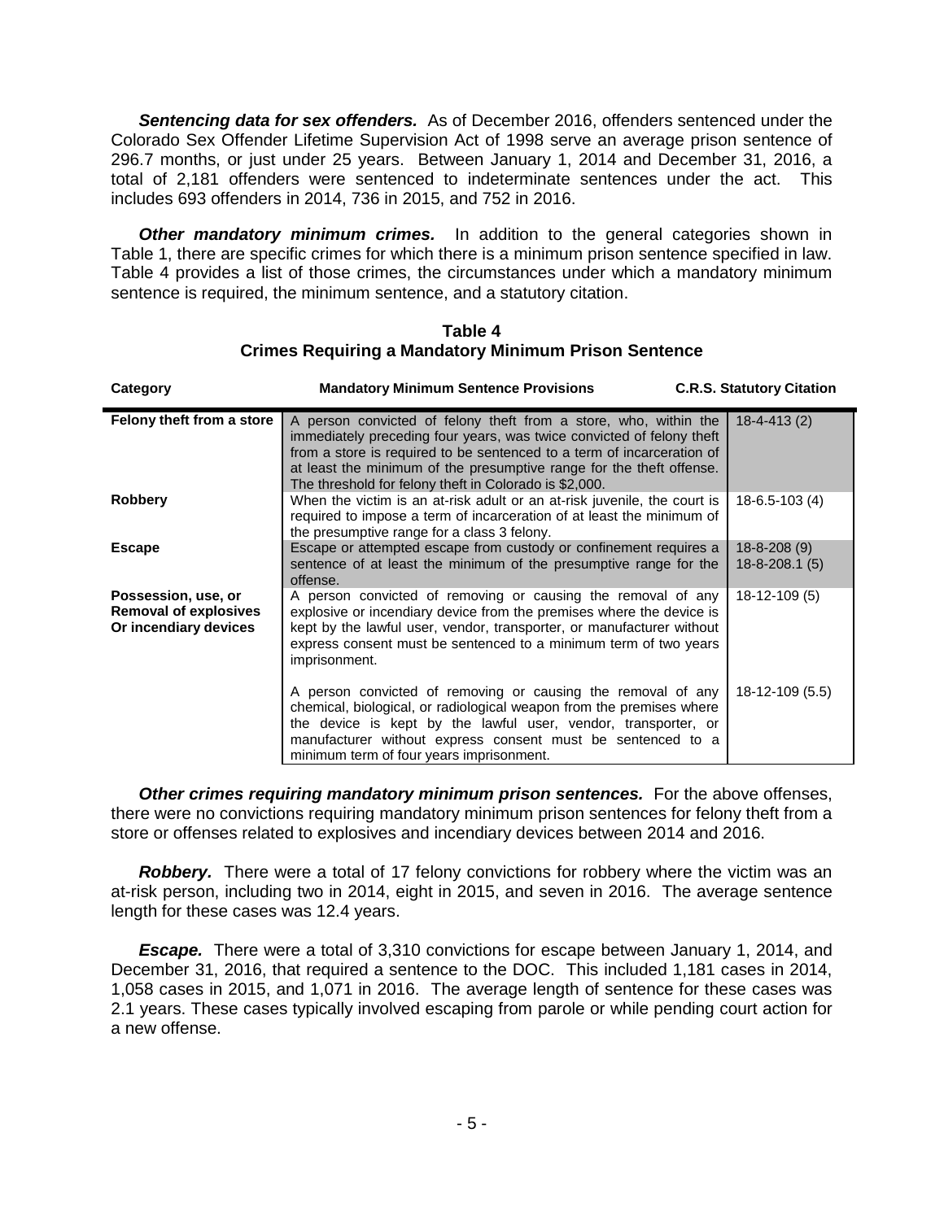***Sentencing data for sex offenders.*** As of December 2016, offenders sentenced under the Colorado Sex Offender Lifetime Supervision Act of 1998 serve an average prison sentence of 296.7 months, or just under 25 years. Between January 1, 2014 and December 31, 2016, a total of 2,181 offenders were sentenced to indeterminate sentences under the act. This includes 693 offenders in 2014, 736 in 2015, and 752 in 2016.

***Other mandatory minimum crimes.*** In addition to the general categories shown in Table 1, there are specific crimes for which there is a minimum prison sentence specified in law. Table 4 provides a list of those crimes, the circumstances under which a mandatory minimum sentence is required, the minimum sentence, and a statutory citation.

**Table 4**
**Crimes Requiring a Mandatory Minimum Prison Sentence**

| Category | Mandatory Minimum Sentence Provisions | C.R.S. Statutory Citation |
|---|---|---|
| **Felony theft from a store** | A person convicted of felony theft from a store, who, within the immediately preceding four years, was twice convicted of felony theft from a store is required to be sentenced to a term of incarceration of at least the minimum of the presumptive range for the theft offense. The threshold for felony theft in Colorado is $2,000. | 18-4-413 (2) |
| **Robbery** | When the victim is an at-risk adult or an at-risk juvenile, the court is required to impose a term of incarceration of at least the minimum of the presumptive range for a class 3 felony. | 18-6.5-103 (4) |
| **Escape** | Escape or attempted escape from custody or confinement requires a sentence of at least the minimum of the presumptive range for the offense. | 18-8-208 (9)<br>18-8-208.1 (5) |
| **Possession, use, or Removal of explosives Or incendiary devices** | A person convicted of removing or causing the removal of any explosive or incendiary device from the premises where the device is kept by the lawful user, vendor, transporter, or manufacturer without express consent must be sentenced to a minimum term of two years imprisonment. | 18-12-109 (5) |
| | A person convicted of removing or causing the removal of any chemical, biological, or radiological weapon from the premises where the device is kept by the lawful user, vendor, transporter, or manufacturer without express consent must be sentenced to a minimum term of four years imprisonment. | 18-12-109 (5.5) |

***Other crimes requiring mandatory minimum prison sentences.*** For the above offenses, there were no convictions requiring mandatory minimum prison sentences for felony theft from a store or offenses related to explosives and incendiary devices between 2014 and 2016.

***Robbery.*** There were a total of 17 felony convictions for robbery where the victim was an at-risk person, including two in 2014, eight in 2015, and seven in 2016. The average sentence length for these cases was 12.4 years.

***Escape.*** There were a total of 3,310 convictions for escape between January 1, 2014, and December 31, 2016, that required a sentence to the DOC. This included 1,181 cases in 2014, 1,058 cases in 2015, and 1,071 in 2016. The average length of sentence for these cases was 2.1 years. These cases typically involved escaping from parole or while pending court action for a new offense.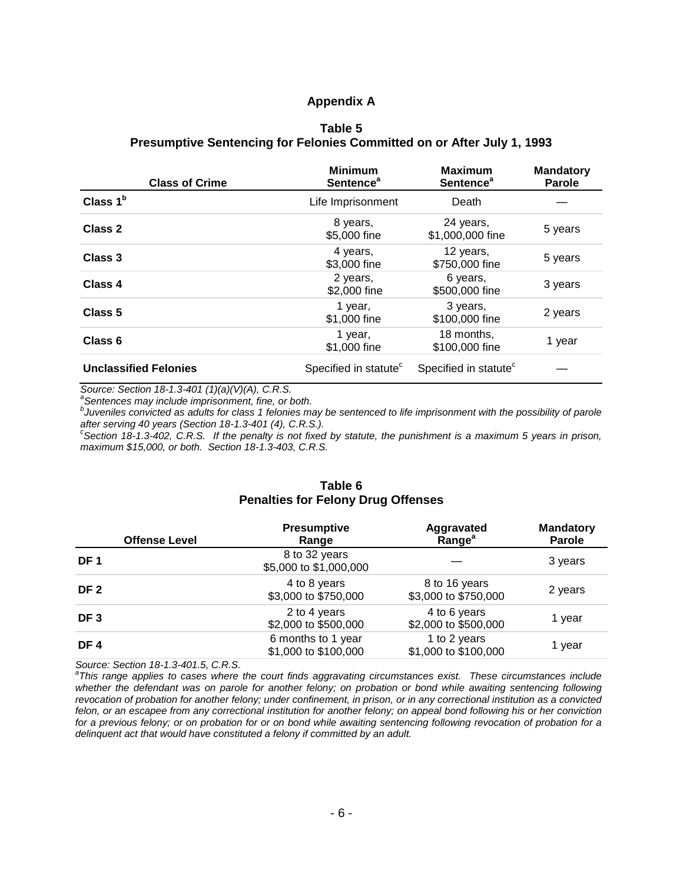## Appendix A

### Table 5
### Presumptive Sentencing for Felonies Committed on or After July 1, 1993

| Class of Crime | Minimum Sentence[a] | Maximum Sentence[a] | Mandatory Parole |
|---|---|---|---|
| **Class 1[b]** | Life Imprisonment | Death | — |
| **Class 2** | 8 years, $5,000 fine | 24 years, $1,000,000 fine | 5 years |
| **Class 3** | 4 years, $3,000 fine | 12 years, $750,000 fine | 5 years |
| **Class 4** | 2 years, $2,000 fine | 6 years, $500,000 fine | 3 years |
| **Class 5** | 1 year, $1,000 fine | 3 years, $100,000 fine | 2 years |
| **Class 6** | 1 year, $1,000 fine | 18 months, $100,000 fine | 1 year |
| **Unclassified Felonies** | Specified in statute[c] | Specified in statute[c] | — |

*Source: Section 18-1.3-401 (1)(a)(V)(A), C.R.S.*
[a]*Sentences may include imprisonment, fine, or both.*
[b]*Juveniles convicted as adults for class 1 felonies may be sentenced to life imprisonment with the possibility of parole after serving 40 years (Section 18-1.3-401 (4), C.R.S.).*
[c]*Section 18-1.3-402, C.R.S. If the penalty is not fixed by statute, the punishment is a maximum 5 years in prison, maximum $15,000, or both. Section 18-1.3-403, C.R.S.*

### Table 6
### Penalties for Felony Drug Offenses

| Offense Level | Presumptive Range | Aggravated Range[a] | Mandatory Parole |
|---|---|---|---|
| **DF 1** | 8 to 32 years $5,000 to $1,000,000 | — | 3 years |
| **DF 2** | 4 to 8 years $3,000 to $750,000 | 8 to 16 years $3,000 to $750,000 | 2 years |
| **DF 3** | 2 to 4 years $2,000 to $500,000 | 4 to 6 years $2,000 to $500,000 | 1 year |
| **DF 4** | 6 months to 1 year $1,000 to $100,000 | 1 to 2 years $1,000 to $100,000 | 1 year |

*Source: Section 18-1.3-401.5, C.R.S.*
[a]*This range applies to cases where the court finds aggravating circumstances exist. These circumstances include whether the defendant was on parole for another felony; on probation or bond while awaiting sentencing following revocation of probation for another felony; under confinement, in prison, or in any correctional institution as a convicted felon, or an escapee from any correctional institution for another felony; on appeal bond following his or her conviction for a previous felony; or on probation for or on bond while awaiting sentencing following revocation of probation for a delinquent act that would have constituted a felony if committed by an adult.*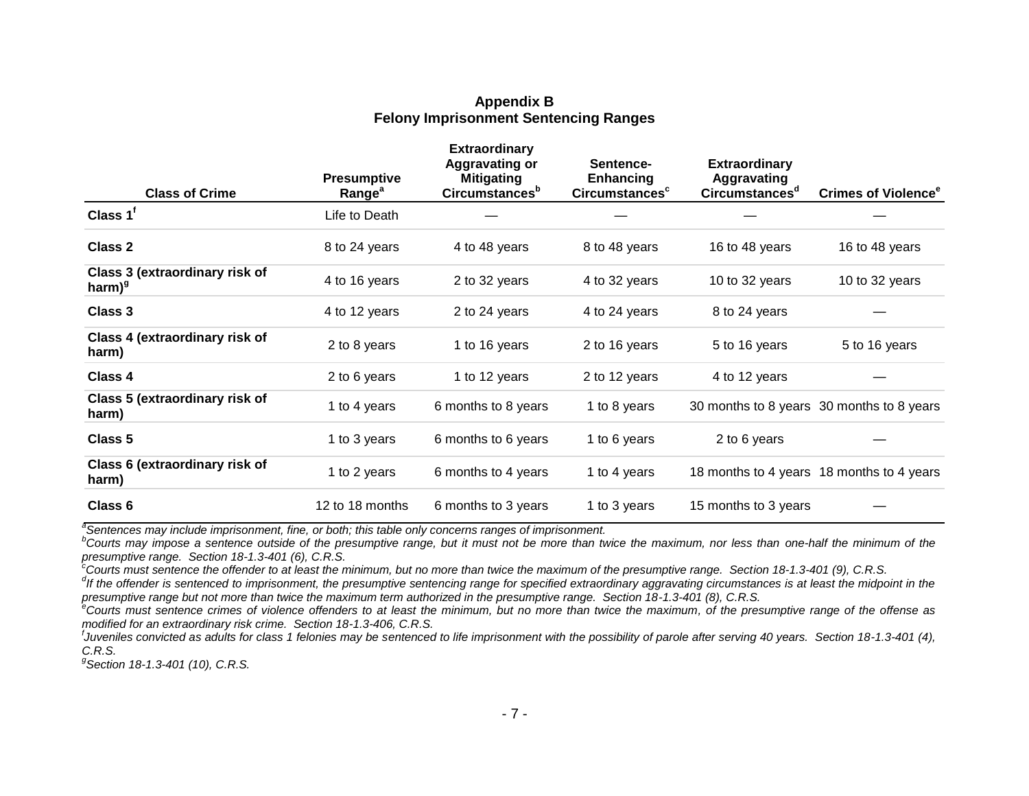## Appendix B
## Felony Imprisonment Sentencing Ranges

| Class of Crime | Presumptive Range[a] | Extraordinary Aggravating or Mitigating Circumstances[b] | Sentence-Enhancing Circumstances[c] | Extraordinary Aggravating Circumstances[d] | Crimes of Violence[e] |
|---|---|---|---|---|---|
| **Class 1[f]** | Life to Death | — | — | — | — |
| **Class 2** | 8 to 24 years | 4 to 48 years | 8 to 48 years | 16 to 48 years | 16 to 48 years |
| **Class 3 (extraordinary risk of harm)[g]** | 4 to 16 years | 2 to 32 years | 4 to 32 years | 10 to 32 years | 10 to 32 years |
| **Class 3** | 4 to 12 years | 2 to 24 years | 4 to 24 years | 8 to 24 years | — |
| **Class 4 (extraordinary risk of harm)** | 2 to 8 years | 1 to 16 years | 2 to 16 years | 5 to 16 years | 5 to 16 years |
| **Class 4** | 2 to 6 years | 1 to 12 years | 2 to 12 years | 4 to 12 years | — |
| **Class 5 (extraordinary risk of harm)** | 1 to 4 years | 6 months to 8 years | 1 to 8 years | 30 months to 8 years | 30 months to 8 years |
| **Class 5** | 1 to 3 years | 6 months to 6 years | 1 to 6 years | 2 to 6 years | — |
| **Class 6 (extraordinary risk of harm)** | 1 to 2 years | 6 months to 4 years | 1 to 4 years | 18 months to 4 years | 18 months to 4 years |
| **Class 6** | 12 to 18 months | 6 months to 3 years | 1 to 3 years | 15 months to 3 years | — |

[a]*Sentences may include imprisonment, fine, or both; this table only concerns ranges of imprisonment.*
[b]*Courts may impose a sentence outside of the presumptive range, but it must not be more than twice the maximum, nor less than one-half the minimum of the presumptive range. Section 18-1.3-401 (6), C.R.S.*
[c]*Courts must sentence the offender to at least the minimum, but no more than twice the maximum of the presumptive range. Section 18-1.3-401 (9), C.R.S.*
[d]*If the offender is sentenced to imprisonment, the presumptive sentencing range for specified extraordinary aggravating circumstances is at least the midpoint in the presumptive range but not more than twice the maximum term authorized in the presumptive range. Section 18-1.3-401 (8), C.R.S.*
[e]*Courts must sentence crimes of violence offenders to at least the minimum, but no more than twice the maximum, of the presumptive range of the offense as modified for an extraordinary risk crime. Section 18-1.3-406, C.R.S.*
[f]*Juveniles convicted as adults for class 1 felonies may be sentenced to life imprisonment with the possibility of parole after serving 40 years. Section 18-1.3-401 (4), C.R.S.*
[g]*Section 18-1.3-401 (10), C.R.S.*